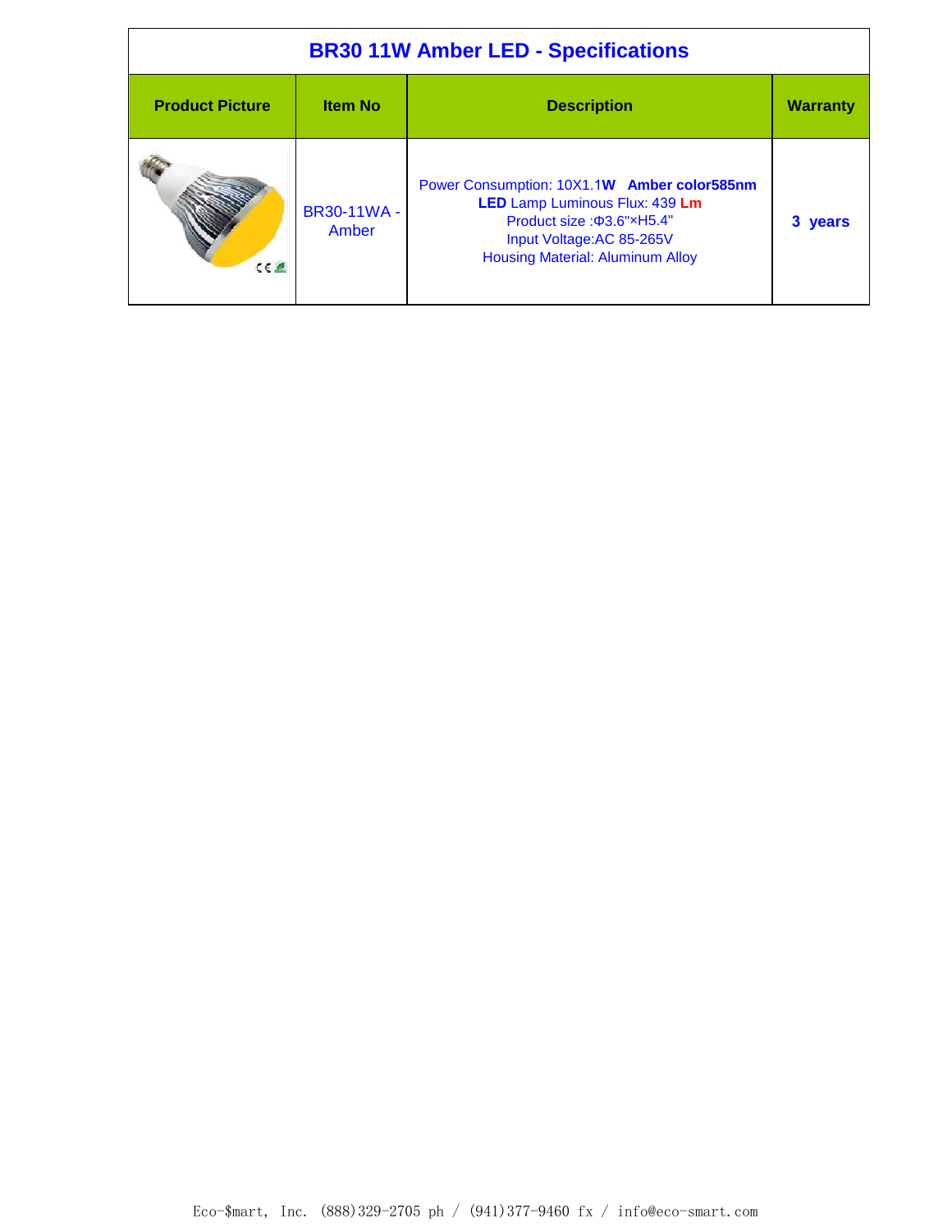| BR30 11W Amber LED - Specifications | | | |
|---|---|---|---|
| **Product Picture** | **Item No** | **Description** | **Warranty** |
| | BR30-11WA - Amber | Power Consumption: 10X1.1**W** **Amber color585nm** **LED** Lamp Luminous Flux: 439 **Lm**<br>Product size :Φ3.6"×H5.4"<br>Input Voltage:AC 85-265V<br>Housing Material: Aluminum Alloy | **3 years** |

Eco-$mart, Inc. (888)329-2705 ph / (941)377-9460 fx / info@eco-smart.com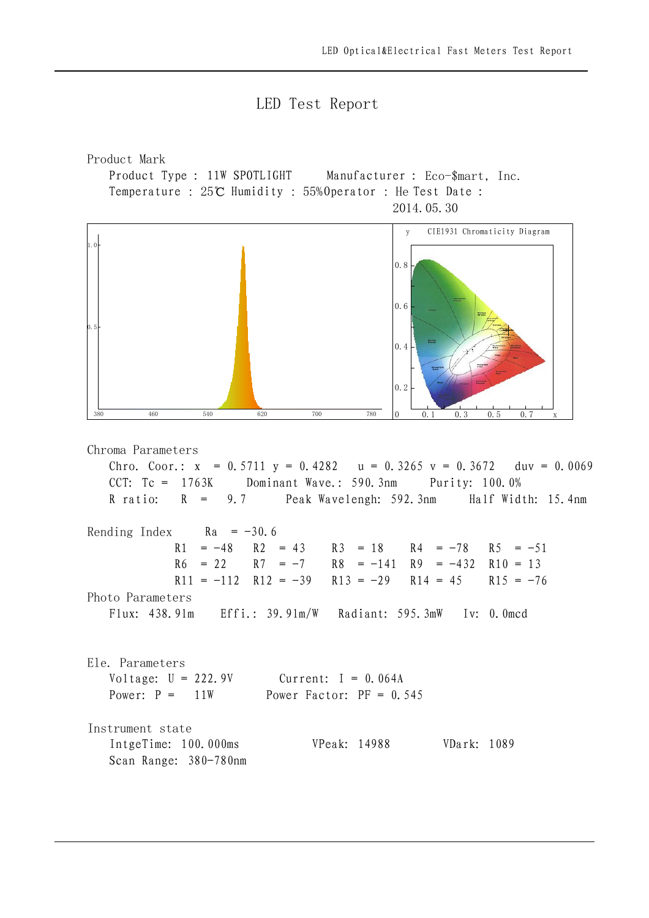# LED Test Report

Product Mark

Product Type : 11W SPOTLIGHT Manufacturer : Eco-$mart, Inc.

Temperature : 25℃ Humidity : 55%Operator : He Test Date : 2014.05.30

1.0
0.5
380 460 540 620 700 780

y CIE1931 Chromaticity Diagram
0.8
0.6
0.4
0.2
0 0.1 0.3 0.5 0.7 x

Chroma Parameters

Chro. Coor.: x = 0.5711 y = 0.4282 u = 0.3265 v = 0.3672 duv = 0.0069

CCT: Tc = 1763K Dominant Wave.: 590.3nm Purity: 100.0%

R ratio: R = 9.7 Peak Wavelengh: 592.3nm Half Width: 15.4nm

Rending Index Ra = -30.6

| | | | | |
|---|---|---|---|---|
| R1 = -48 | R2 = 43 | R3 = 18 | R4 = -78 | R5 = -51 |
| R6 = 22 | R7 = -7 | R8 = -141 | R9 = -432 | R10 = 13 |
| R11 = -112 | R12 = -39 | R13 = -29 | R14 = 45 | R15 = -76 |

Photo Parameters

Flux: 438.91m Effi.: 39.91m/W Radiant: 595.3mW Iv: 0.0mcd

Ele. Parameters

Voltage: U = 222.9V Current: I = 0.064A

Power: P = 11W Power Factor: PF = 0.545

Instrument state

IntgeTime: 100.000ms VPeak: 14988 VDark: 1089

Scan Range: 380-780nm